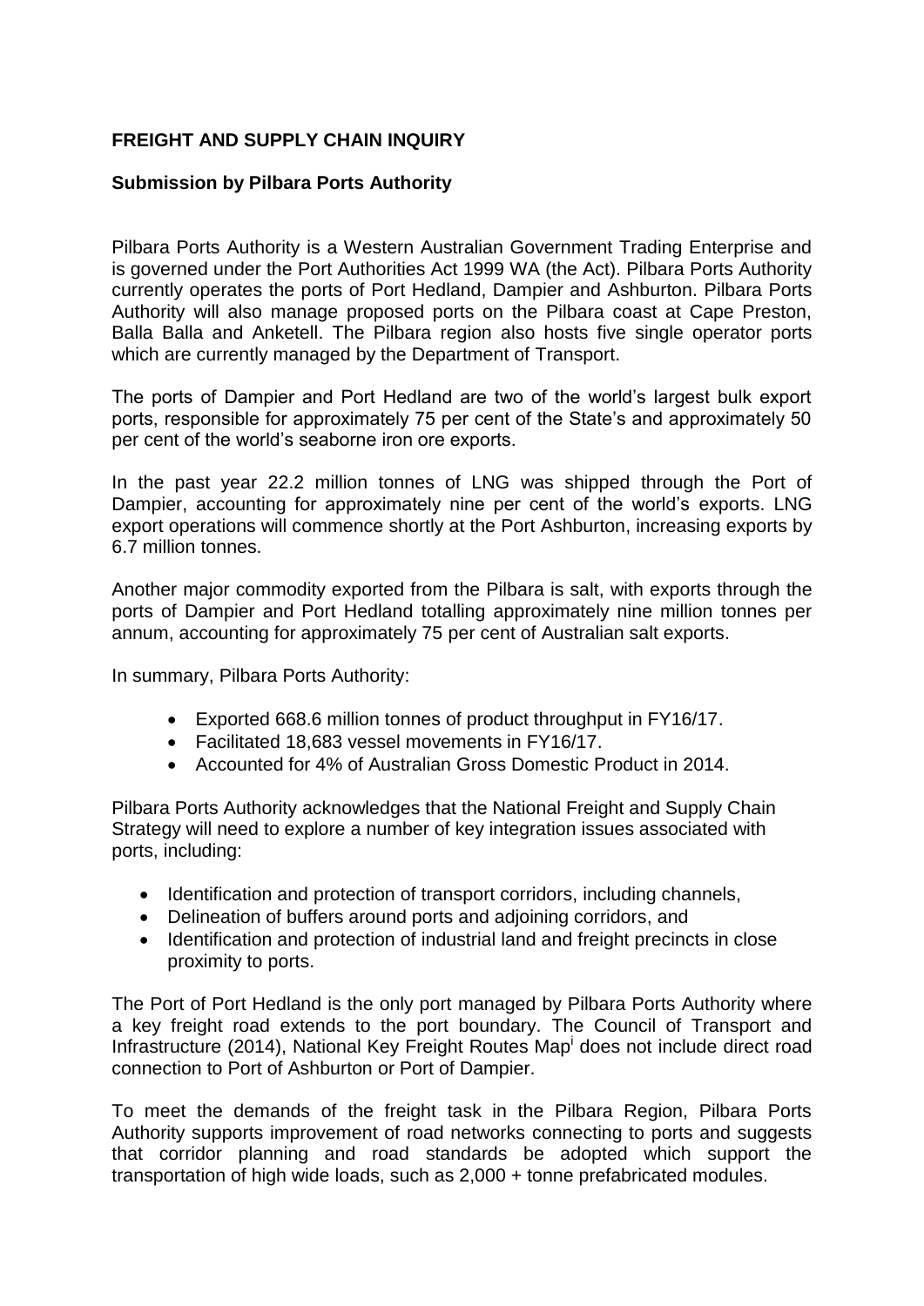**FREIGHT AND SUPPLY CHAIN INQUIRY**

**Submission by Pilbara Ports Authority**

Pilbara Ports Authority is a Western Australian Government Trading Enterprise and is governed under the Port Authorities Act 1999 WA (the Act). Pilbara Ports Authority currently operates the ports of Port Hedland, Dampier and Ashburton. Pilbara Ports Authority will also manage proposed ports on the Pilbara coast at Cape Preston, Balla Balla and Anketell. The Pilbara region also hosts five single operator ports which are currently managed by the Department of Transport.

The ports of Dampier and Port Hedland are two of the world's largest bulk export ports, responsible for approximately 75 per cent of the State's and approximately 50 per cent of the world's seaborne iron ore exports.

In the past year 22.2 million tonnes of LNG was shipped through the Port of Dampier, accounting for approximately nine per cent of the world's exports. LNG export operations will commence shortly at the Port Ashburton, increasing exports by 6.7 million tonnes.

Another major commodity exported from the Pilbara is salt, with exports through the ports of Dampier and Port Hedland totalling approximately nine million tonnes per annum, accounting for approximately 75 per cent of Australian salt exports.

In summary, Pilbara Ports Authority:

- Exported 668.6 million tonnes of product throughput in FY16/17.
- Facilitated 18,683 vessel movements in FY16/17.
- Accounted for 4% of Australian Gross Domestic Product in 2014.

Pilbara Ports Authority acknowledges that the National Freight and Supply Chain Strategy will need to explore a number of key integration issues associated with ports, including:

- Identification and protection of transport corridors, including channels,
- Delineation of buffers around ports and adjoining corridors, and
- Identification and protection of industrial land and freight precincts in close proximity to ports.

The Port of Port Hedland is the only port managed by Pilbara Ports Authority where a key freight road extends to the port boundary. The Council of Transport and Infrastructure (2014), National Key Freight Routes Map[i] does not include direct road connection to Port of Ashburton or Port of Dampier.

To meet the demands of the freight task in the Pilbara Region, Pilbara Ports Authority supports improvement of road networks connecting to ports and suggests that corridor planning and road standards be adopted which support the transportation of high wide loads, such as 2,000 + tonne prefabricated modules.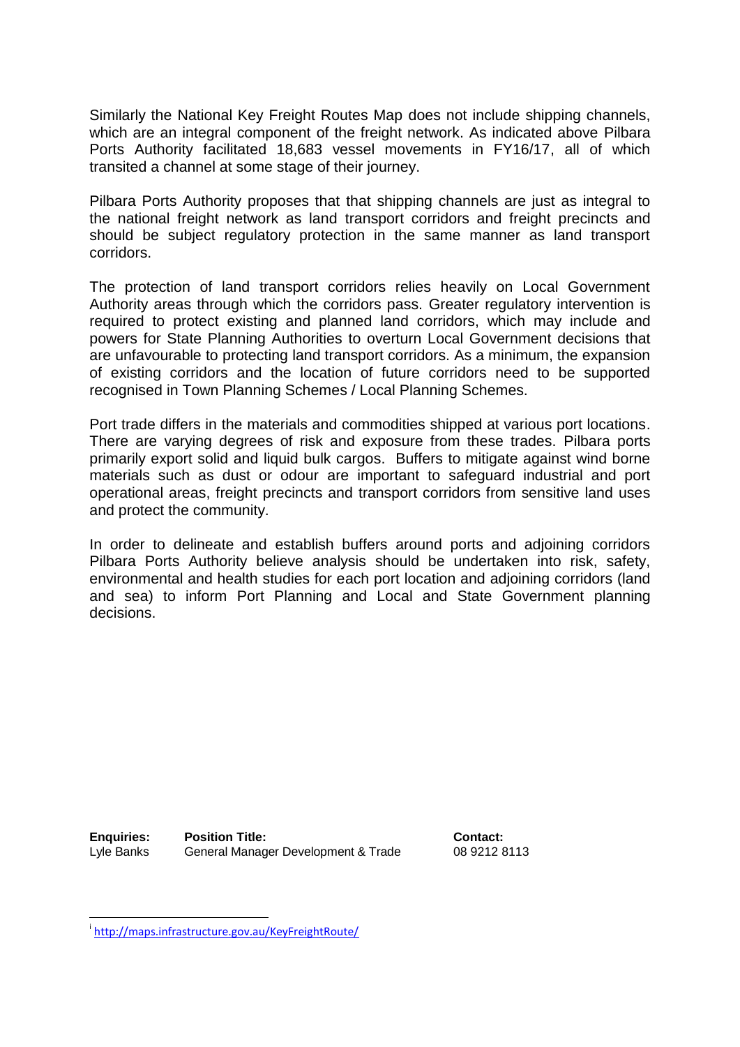Similarly the National Key Freight Routes Map does not include shipping channels, which are an integral component of the freight network. As indicated above Pilbara Ports Authority facilitated 18,683 vessel movements in FY16/17, all of which transited a channel at some stage of their journey.

Pilbara Ports Authority proposes that that shipping channels are just as integral to the national freight network as land transport corridors and freight precincts and should be subject regulatory protection in the same manner as land transport corridors.

The protection of land transport corridors relies heavily on Local Government Authority areas through which the corridors pass. Greater regulatory intervention is required to protect existing and planned land corridors, which may include and powers for State Planning Authorities to overturn Local Government decisions that are unfavourable to protecting land transport corridors. As a minimum, the expansion of existing corridors and the location of future corridors need to be supported recognised in Town Planning Schemes / Local Planning Schemes.

Port trade differs in the materials and commodities shipped at various port locations. There are varying degrees of risk and exposure from these trades. Pilbara ports primarily export solid and liquid bulk cargos. Buffers to mitigate against wind borne materials such as dust or odour are important to safeguard industrial and port operational areas, freight precincts and transport corridors from sensitive land uses and protect the community.

In order to delineate and establish buffers around ports and adjoining corridors Pilbara Ports Authority believe analysis should be undertaken into risk, safety, environmental and health studies for each port location and adjoining corridors (land and sea) to inform Port Planning and Local and State Government planning decisions.

| Enquiries: | Position Title: | Contact: |
| --- | --- | --- |
| Lyle Banks | General Manager Development & Trade | 08 9212 8113 |

[i] http://maps.infrastructure.gov.au/KeyFreightRoute/